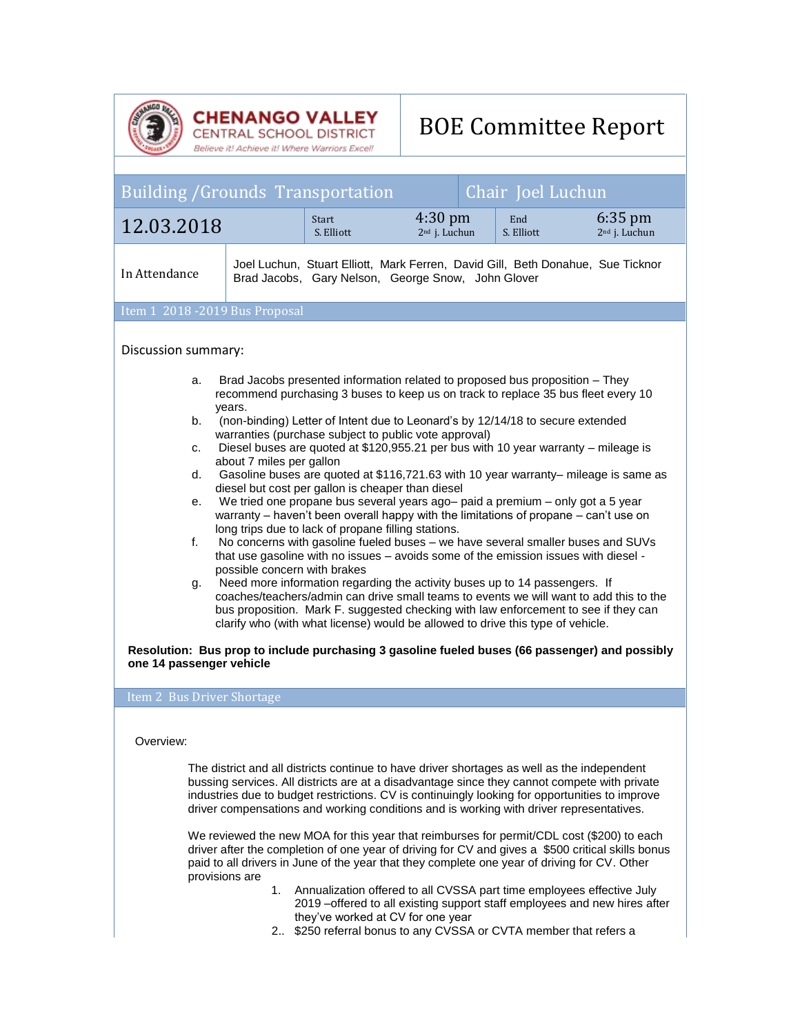**CHENANGO VALLEY**
CENTRAL SCHOOL DISTRICT
*Believe it! Achieve it! Where Warriors Excel!*

# BOE Committee Report

| Building /Grounds Transportation | | | | Chair Joel Luchun | |
|---|---|---|---|---|---|
| 12.03.2018 | Start S. Elliott | 4:30 pm 2nd j. Luchun | End S. Elliott | 6:35 pm 2nd j. Luchun | |
| In Attendance | Joel Luchun, Stuart Elliott, Mark Ferren, David Gill, Beth Donahue, Sue Ticknor Brad Jacobs, Gary Nelson, George Snow, John Glover | | | | |

## Item 1 2018 -2019 Bus Proposal

Discussion summary:

a. Brad Jacobs presented information related to proposed bus proposition – They recommend purchasing 3 buses to keep us on track to replace 35 bus fleet every 10 years.
b. (non-binding) Letter of Intent due to Leonard's by 12/14/18 to secure extended warranties (purchase subject to public vote approval)
c. Diesel buses are quoted at $120,955.21 per bus with 10 year warranty – mileage is about 7 miles per gallon
d. Gasoline buses are quoted at $116,721.63 with 10 year warranty– mileage is same as diesel but cost per gallon is cheaper than diesel
e. We tried one propane bus several years ago– paid a premium – only got a 5 year warranty – haven't been overall happy with the limitations of propane – can't use on long trips due to lack of propane filling stations.
f. No concerns with gasoline fueled buses – we have several smaller buses and SUVs that use gasoline with no issues – avoids some of the emission issues with diesel - possible concern with brakes
g. Need more information regarding the activity buses up to 14 passengers. If coaches/teachers/admin can drive small teams to events we will want to add this to the bus proposition. Mark F. suggested checking with law enforcement to see if they can clarify who (with what license) would be allowed to drive this type of vehicle.

**Resolution: Bus prop to include purchasing 3 gasoline fueled buses (66 passenger) and possibly one 14 passenger vehicle**

## Item 2 Bus Driver Shortage

Overview:

The district and all districts continue to have driver shortages as well as the independent bussing services. All districts are at a disadvantage since they cannot compete with private industries due to budget restrictions. CV is continuingly looking for opportunities to improve driver compensations and working conditions and is working with driver representatives.

We reviewed the new MOA for this year that reimburses for permit/CDL cost ($200) to each driver after the completion of one year of driving for CV and gives a $500 critical skills bonus paid to all drivers in June of the year that they complete one year of driving for CV. Other provisions are

1. Annualization offered to all CVSSA part time employees effective July 2019 –offered to all existing support staff employees and new hires after they've worked at CV for one year
2. $250 referral bonus to any CVSSA or CVTA member that refers a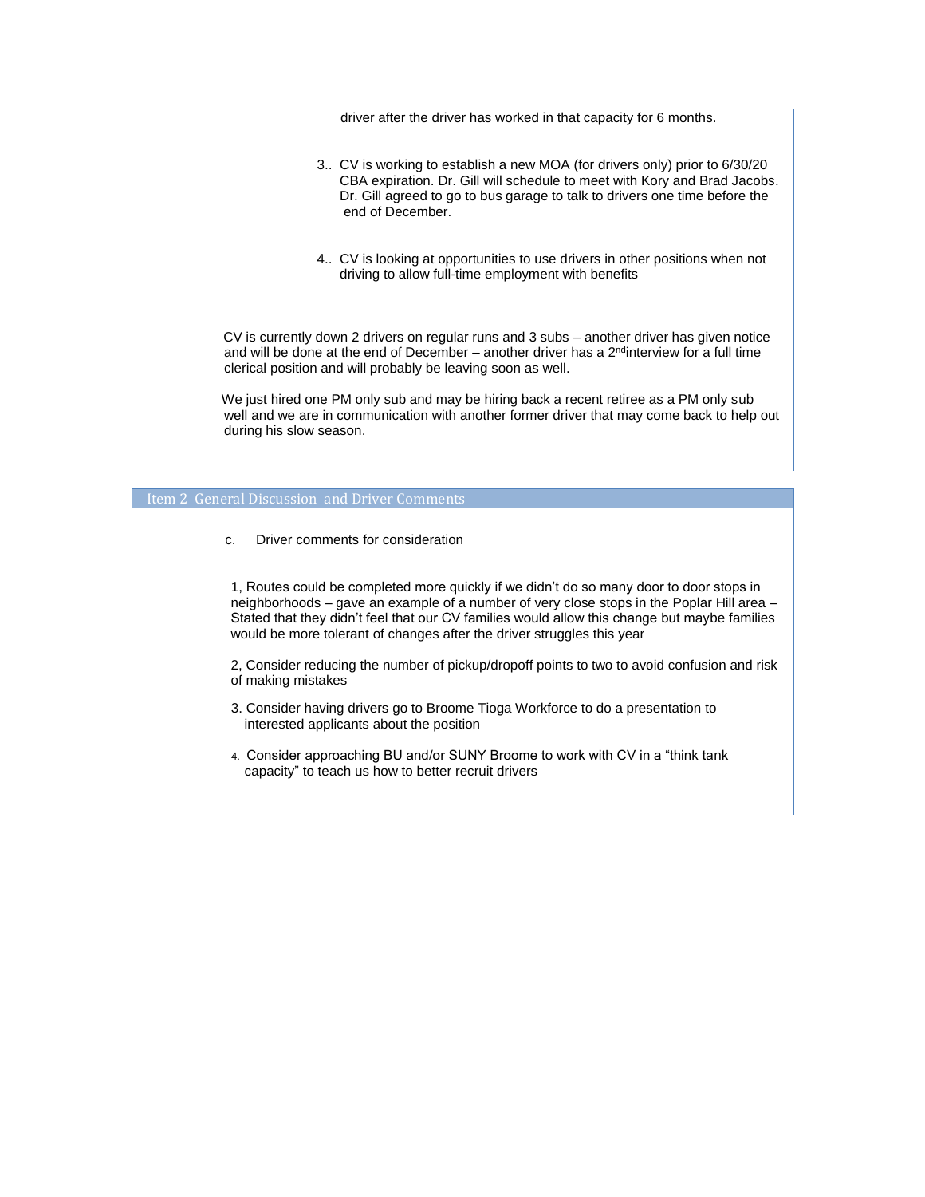driver after the driver has worked in that capacity for 6 months.

3.. CV is working to establish a new MOA (for drivers only) prior to 6/30/20 CBA expiration. Dr. Gill will schedule to meet with Kory and Brad Jacobs. Dr. Gill agreed to go to bus garage to talk to drivers one time before the end of December.

4.. CV is looking at opportunities to use drivers in other positions when not driving to allow full-time employment with benefits

CV is currently down 2 drivers on regular runs and 3 subs – another driver has given notice and will be done at the end of December – another driver has a 2nd interview for a full time clerical position and will probably be leaving soon as well.

We just hired one PM only sub and may be hiring back a recent retiree as a PM only sub well and we are in communication with another former driver that may come back to help out during his slow season.

## Item 2 General Discussion and Driver Comments

c. Driver comments for consideration

1, Routes could be completed more quickly if we didn't do so many door to door stops in neighborhoods – gave an example of a number of very close stops in the Poplar Hill area – Stated that they didn't feel that our CV families would allow this change but maybe families would be more tolerant of changes after the driver struggles this year

2, Consider reducing the number of pickup/dropoff points to two to avoid confusion and risk of making mistakes

3. Consider having drivers go to Broome Tioga Workforce to do a presentation to interested applicants about the position

4. Consider approaching BU and/or SUNY Broome to work with CV in a "think tank capacity" to teach us how to better recruit drivers